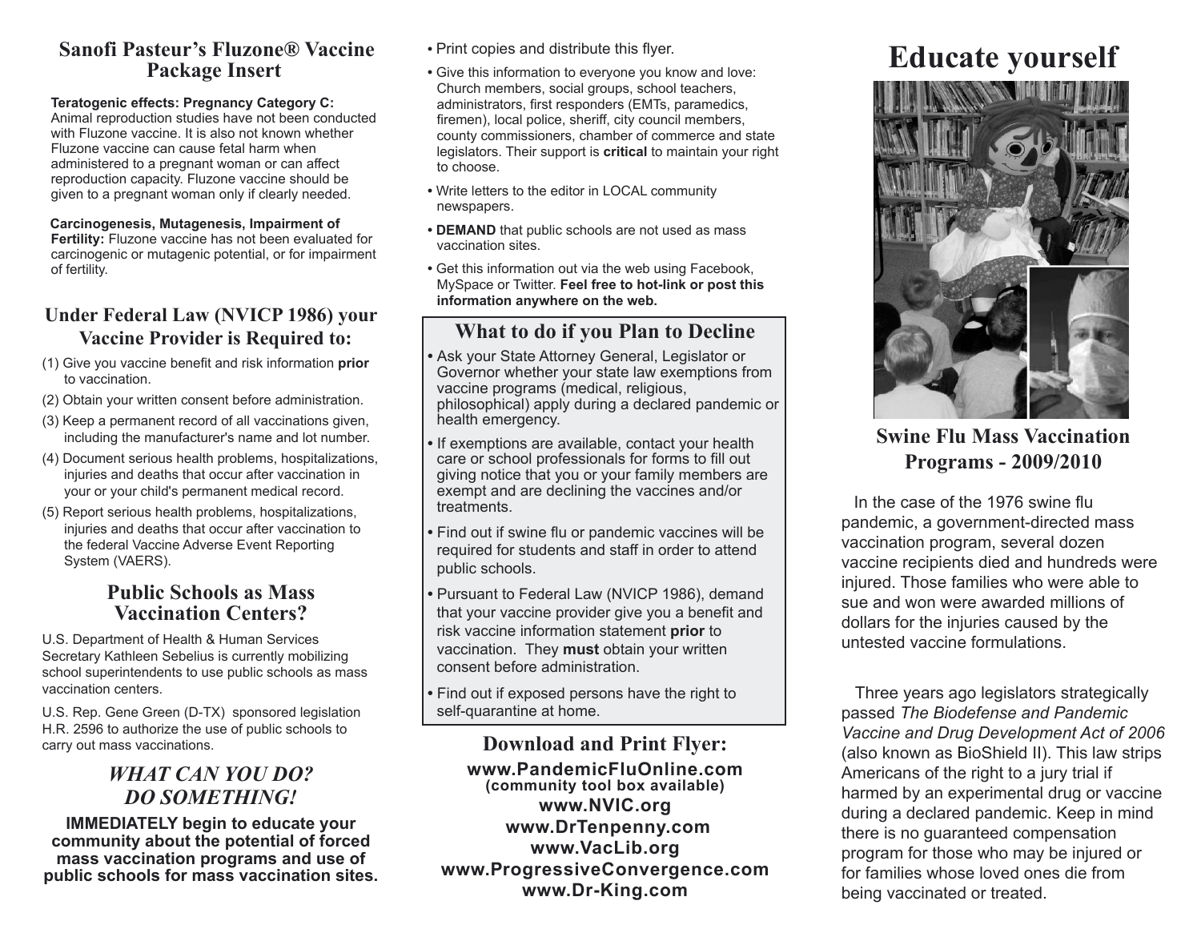## Sanofi Pasteur's Fluzone® Vaccine Package Insert

**Teratogenic effects: Pregnancy Category C:** Animal reproduction studies have not been conducted with Fluzone vaccine. It is also not known whether Fluzone vaccine can cause fetal harm when administered to a pregnant woman or can affect reproduction capacity. Fluzone vaccine should be given to a pregnant woman only if clearly needed.

**Carcinogenesis, Mutagenesis, Impairment of Fertility:** Fluzone vaccine has not been evaluated for carcinogenic or mutagenic potential, or for impairment of fertility.

## Under Federal Law (NVICP 1986) your Vaccine Provider is Required to:

(1) Give you vaccine benefit and risk information **prior** to vaccination.

(2) Obtain your written consent before administration.

(3) Keep a permanent record of all vaccinations given, including the manufacturer's name and lot number.

(4) Document serious health problems, hospitalizations, injuries and deaths that occur after vaccination in your or your child's permanent medical record.

(5) Report serious health problems, hospitalizations, injuries and deaths that occur after vaccination to the federal Vaccine Adverse Event Reporting System (VAERS).

## Public Schools as Mass Vaccination Centers?

U.S. Department of Health & Human Services Secretary Kathleen Sebelius is currently mobilizing school superintendents to use public schools as mass vaccination centers.

U.S. Rep. Gene Green (D-TX) sponsored legislation H.R. 2596 to authorize the use of public schools to carry out mass vaccinations.

## *WHAT CAN YOU DO? DO SOMETHING!*

**IMMEDIATELY begin to educate your community about the potential of forced mass vaccination programs and use of public schools for mass vaccination sites.**

- Print copies and distribute this flyer.
- Give this information to everyone you know and love: Church members, social groups, school teachers, administrators, first responders (EMTs, paramedics, firemen), local police, sheriff, city council members, county commissioners, chamber of commerce and state legislators. Their support is **critical** to maintain your right to choose.
- Write letters to the editor in LOCAL community newspapers.
- **DEMAND** that public schools are not used as mass vaccination sites.
- Get this information out via the web using Facebook, MySpace or Twitter. **Feel free to hot-link or post this information anywhere on the web.**

## What to do if you Plan to Decline

- Ask your State Attorney General, Legislator or Governor whether your state law exemptions from vaccine programs (medical, religious, philosophical) apply during a declared pandemic or health emergency.
- If exemptions are available, contact your health care or school professionals for forms to fill out giving notice that you or your family members are exempt and are declining the vaccines and/or treatments.
- Find out if swine flu or pandemic vaccines will be required for students and staff in order to attend public schools.
- Pursuant to Federal Law (NVICP 1986), demand that your vaccine provider give you a benefit and risk vaccine information statement **prior** to vaccination. They **must** obtain your written consent before administration.
- Find out if exposed persons have the right to self-quarantine at home.

## Download and Print Flyer:

**www.PandemicFluOnline.com**
**(community tool box available)**
**www.NVIC.org**
**www.DrTenpenny.com**
**www.VacLib.org**
**www.ProgressiveConvergence.com**
**www.Dr-King.com**

# Educate yourself

## Swine Flu Mass Vaccination Programs - 2009/2010

In the case of the 1976 swine flu pandemic, a government-directed mass vaccination program, several dozen vaccine recipients died and hundreds were injured. Those families who were able to sue and won were awarded millions of dollars for the injuries caused by the untested vaccine formulations.

Three years ago legislators strategically passed *The Biodefense and Pandemic Vaccine and Drug Development Act of 2006* (also known as BioShield II). This law strips Americans of the right to a jury trial if harmed by an experimental drug or vaccine during a declared pandemic. Keep in mind there is no guaranteed compensation program for those who may be injured or for families whose loved ones die from being vaccinated or treated.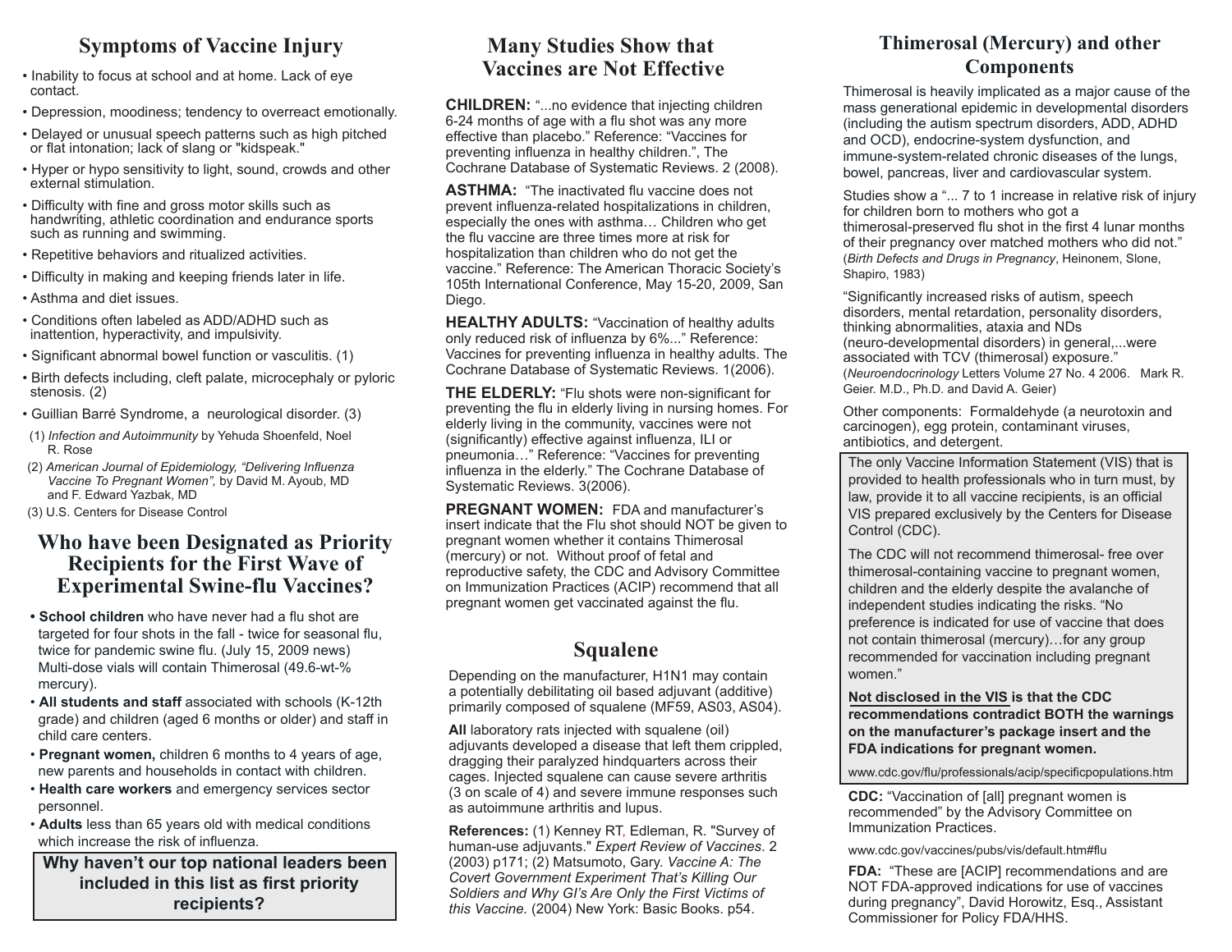## Symptoms of Vaccine Injury

- Inability to focus at school and at home. Lack of eye contact.
- Depression, moodiness; tendency to overreact emotionally.
- Delayed or unusual speech patterns such as high pitched or flat intonation; lack of slang or "kidspeak."
- Hyper or hypo sensitivity to light, sound, crowds and other external stimulation.
- Difficulty with fine and gross motor skills such as handwriting, athletic coordination and endurance sports such as running and swimming.
- Repetitive behaviors and ritualized activities.
- Difficulty in making and keeping friends later in life.
- Asthma and diet issues.
- Conditions often labeled as ADD/ADHD such as inattention, hyperactivity, and impulsivity.
- Significant abnormal bowel function or vasculitis. (1)
- Birth defects including, cleft palate, microcephaly or pyloric stenosis. (2)
- Guillian Barré Syndrome, a neurological disorder. (3)

(1) *Infection and Autoimmunity* by Yehuda Shoenfeld, Noel R. Rose

(2) *American Journal of Epidemiology, "Delivering Influenza Vaccine To Pregnant Women",* by David M. Ayoub, MD and F. Edward Yazbak, MD

(3) U.S. Centers for Disease Control

## Who have been Designated as Priority Recipients for the First Wave of Experimental Swine-flu Vaccines?

- **School children** who have never had a flu shot are targeted for four shots in the fall - twice for seasonal flu, twice for pandemic swine flu. (July 15, 2009 news) Multi-dose vials will contain Thimerosal (49.6-wt-% mercury).
- **All students and staff** associated with schools (K-12th grade) and children (aged 6 months or older) and staff in child care centers.
- **Pregnant women,** children 6 months to 4 years of age, new parents and households in contact with children.
- **Health care workers** and emergency services sector personnel.
- **Adults** less than 65 years old with medical conditions which increase the risk of influenza.

**Why haven't our top national leaders been included in this list as first priority recipients?**

## Many Studies Show that Vaccines are Not Effective

**CHILDREN:** "...no evidence that injecting children 6-24 months of age with a flu shot was any more effective than placebo." Reference: "Vaccines for preventing influenza in healthy children.", The Cochrane Database of Systematic Reviews. 2 (2008).

**ASTHMA:** "The inactivated flu vaccine does not prevent influenza-related hospitalizations in children, especially the ones with asthma… Children who get the flu vaccine are three times more at risk for hospitalization than children who do not get the vaccine." Reference: The American Thoracic Society's 105th International Conference, May 15-20, 2009, San Diego.

**HEALTHY ADULTS:** "Vaccination of healthy adults only reduced risk of influenza by 6%..." Reference: Vaccines for preventing influenza in healthy adults. The Cochrane Database of Systematic Reviews. 1(2006).

**THE ELDERLY:** "Flu shots were non-significant for preventing the flu in elderly living in nursing homes. For elderly living in the community, vaccines were not (significantly) effective against influenza, ILI or pneumonia…" Reference: "Vaccines for preventing influenza in the elderly." The Cochrane Database of Systematic Reviews. 3(2006).

**PREGNANT WOMEN:** FDA and manufacturer's insert indicate that the Flu shot should NOT be given to pregnant women whether it contains Thimerosal (mercury) or not. Without proof of fetal and reproductive safety, the CDC and Advisory Committee on Immunization Practices (ACIP) recommend that all pregnant women get vaccinated against the flu.

## Squalene

Depending on the manufacturer, H1N1 may contain a potentially debilitating oil based adjuvant (additive) primarily composed of squalene (MF59, AS03, AS04).

**All** laboratory rats injected with squalene (oil) adjuvants developed a disease that left them crippled, dragging their paralyzed hindquarters across their cages. Injected squalene can cause severe arthritis (3 on scale of 4) and severe immune responses such as autoimmune arthritis and lupus.

**References:** (1) Kenney RT, Edleman, R. "Survey of human-use adjuvants." *Expert Review of Vaccines.* 2 (2003) p171; (2) Matsumoto, Gary. *Vaccine A: The Covert Government Experiment That's Killing Our Soldiers and Why GI's Are Only the First Victims of this Vaccine.* (2004) New York: Basic Books. p54.

## Thimerosal (Mercury) and other Components

Thimerosal is heavily implicated as a major cause of the mass generational epidemic in developmental disorders (including the autism spectrum disorders, ADD, ADHD and OCD), endocrine-system dysfunction, and immune-system-related chronic diseases of the lungs, bowel, pancreas, liver and cardiovascular system.

Studies show a "... 7 to 1 increase in relative risk of injury for children born to mothers who got a thimerosal-preserved flu shot in the first 4 lunar months of their pregnancy over matched mothers who did not." (*Birth Defects and Drugs in Pregnancy*, Heinonem, Slone, Shapiro, 1983)

"Significantly increased risks of autism, speech disorders, mental retardation, personality disorders, thinking abnormalities, ataxia and NDs (neuro-developmental disorders) in general,...were associated with TCV (thimerosal) exposure." (*Neuroendocrinology* Letters Volume 27 No. 4 2006. Mark R. Geier. M.D., Ph.D. and David A. Geier)

Other components: Formaldehyde (a neurotoxin and carcinogen), egg protein, contaminant viruses, antibiotics, and detergent.

The only Vaccine Information Statement (VIS) that is provided to health professionals who in turn must, by law, provide it to all vaccine recipients, is an official VIS prepared exclusively by the Centers for Disease Control (CDC).

The CDC will not recommend thimerosal- free over thimerosal-containing vaccine to pregnant women, children and the elderly despite the avalanche of independent studies indicating the risks. "No preference is indicated for use of vaccine that does not contain thimerosal (mercury)…for any group recommended for vaccination including pregnant women."

**Not disclosed in the VIS is that the CDC recommendations contradict BOTH the warnings on the manufacturer's package insert and the FDA indications for pregnant women.**

www.cdc.gov/flu/professionals/acip/specificpopulations.htm

**CDC:** "Vaccination of [all] pregnant women is recommended" by the Advisory Committee on Immunization Practices.

www.cdc.gov/vaccines/pubs/vis/default.htm#flu

**FDA:** "These are [ACIP] recommendations and are NOT FDA-approved indications for use of vaccines during pregnancy", David Horowitz, Esq., Assistant Commissioner for Policy FDA/HHS.